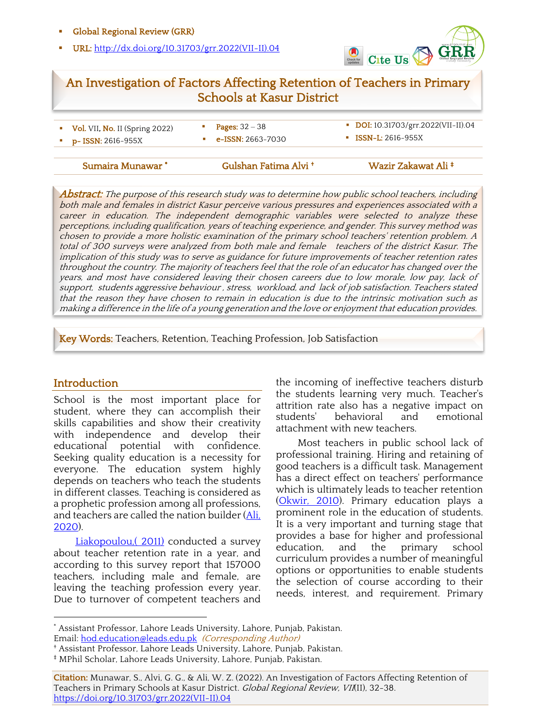- **Global Regional Review (GRR)**
- **URL:** http://dx.doi.org/10.31703/grr.2022(VII-II).04

# An Investigation of Factors Affecting Retention of Teachers in Primary Schools at Kasur District

- **Vol.** VII, **No.** II (Spring 2022)
- **p- ISSN:** 2616-955X
- **Pages:** 32 – 38
- **e-ISSN:** 2663-7030
- **DOI:** 10.31703/grr.2022(VII-II).04
- **ISSN-L:** 2616-955X

**Sumaira Munawar** [*] | **Gulshan Fatima Alvi** [†] | **Wazir Zakawat Ali** [‡]

***Abstract:*** *The purpose of this research study was to determine how public school teachers, including both male and females in district Kasur perceive various pressures and experiences associated with a career in education. The independent demographic variables were selected to analyze these perceptions, including qualification, years of teaching experience, and gender. This survey method was chosen to provide a more holistic examination of the primary school teachers' retention problem. A total of 300 surveys were analyzed from both male and female teachers of the district Kasur. The implication of this study was to serve as guidance for future improvements of teacher retention rates throughout the country. The majority of teachers feel that the role of an educator has changed over the years, and most have considered leaving their chosen careers due to low morale, low pay, lack of support, students aggressive behaviour , stress, workload, and lack of job satisfaction. Teachers stated that the reason they have chosen to remain in education is due to the intrinsic motivation such as making a difference in the life of a young generation and the love or enjoyment that education provides.*

**Key Words:** Teachers, Retention, Teaching Profession, Job Satisfaction

## Introduction

School is the most important place for student, where they can accomplish their skills capabilities and show their creativity with independence and develop their educational potential with confidence. Seeking quality education is a necessity for everyone. The education system highly depends on teachers who teach the students in different classes. Teaching is considered as a prophetic profession among all professions, and teachers are called the nation builder (Ali, 2020).

Liakopoulou,( 2011) conducted a survey about teacher retention rate in a year, and according to this survey report that 157000 teachers, including male and female, are leaving the teaching profession every year. Due to turnover of competent teachers and the incoming of ineffective teachers disturb the students learning very much. Teacher's attrition rate also has a negative impact on students' behavioral and emotional attachment with new teachers.

Most teachers in public school lack of professional training. Hiring and retaining of good teachers is a difficult task. Management has a direct effect on teachers' performance which is ultimately leads to teacher retention (Okwir, 2010). Primary education plays a prominent role in the education of students. It is a very important and turning stage that provides a base for higher and professional education, and the primary school curriculum provides a number of meaningful options or opportunities to enable students the selection of course according to their needs, interest, and requirement. Primary

---

[*] Assistant Professor, Lahore Leads University, Lahore, Punjab, Pakistan.
Email: hod.education@leads.edu.pk *(Corresponding Author)*
[†] Assistant Professor, Lahore Leads University, Lahore, Punjab, Pakistan.
[‡] MPhil Scholar, Lahore Leads University, Lahore, Punjab, Pakistan.

**Citation:** Munawar, S., Alvi, G. G., & Ali, W. Z. (2022). An Investigation of Factors Affecting Retention of Teachers in Primary Schools at Kasur District. *Global Regional Review, VII*(II), 32-38. https://doi.org/10.31703/grr.2022(VII-II).04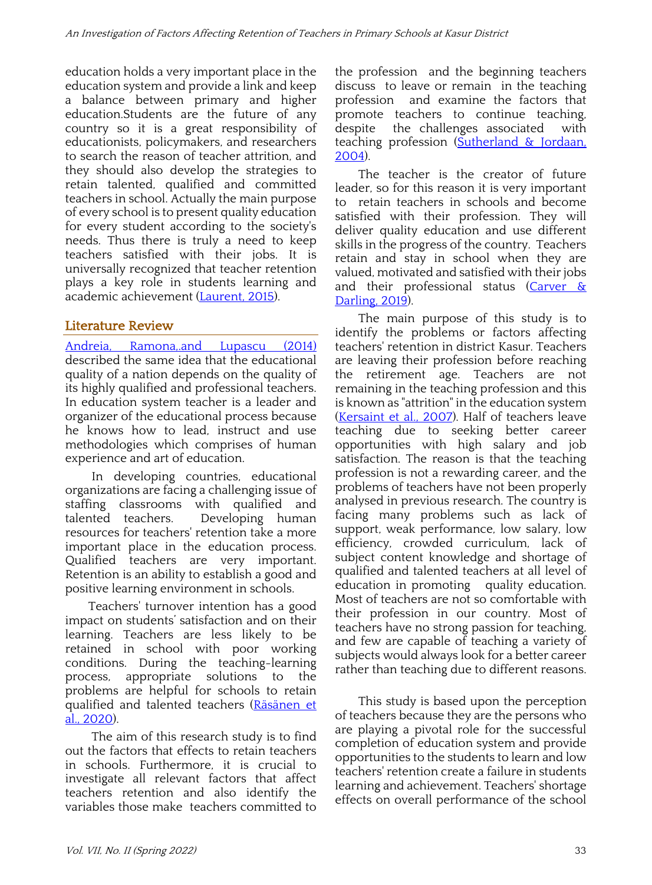education holds a very important place in the education system and provide a link and keep a balance between primary and higher education.Students are the future of any country so it is a great responsibility of educationists, policymakers, and researchers to search the reason of teacher attrition, and they should also develop the strategies to retain talented, qualified and committed teachers in school. Actually the main purpose of every school is to present quality education for every student according to the society's needs. Thus there is truly a need to keep teachers satisfied with their jobs. It is universally recognized that teacher retention plays a key role in students learning and academic achievement (Laurent, 2015).

## Literature Review

Andreia, Ramona,.and Lupascu (2014) described the same idea that the educational quality of a nation depends on the quality of its highly qualified and professional teachers. In education system teacher is a leader and organizer of the educational process because he knows how to lead, instruct and use methodologies which comprises of human experience and art of education.

In developing countries, educational organizations are facing a challenging issue of staffing classrooms with qualified and talented teachers. Developing human resources for teachers' retention take a more important place in the education process. Qualified teachers are very important. Retention is an ability to establish a good and positive learning environment in schools.

Teachers' turnover intention has a good impact on students' satisfaction and on their learning. Teachers are less likely to be retained in school with poor working conditions. During the teaching-learning process, appropriate solutions to the problems are helpful for schools to retain qualified and talented teachers (Räsänen et al., 2020).

The aim of this research study is to find out the factors that effects to retain teachers in schools. Furthermore, it is crucial to investigate all relevant factors that affect teachers retention and also identify the variables those make teachers committed to the profession and the beginning teachers discuss to leave or remain in the teaching profession and examine the factors that promote teachers to continue teaching, despite the challenges associated with teaching profession (Sutherland & Jordaan, 2004).

The teacher is the creator of future leader, so for this reason it is very important to retain teachers in schools and become satisfied with their profession. They will deliver quality education and use different skills in the progress of the country. Teachers retain and stay in school when they are valued, motivated and satisfied with their jobs and their professional status (Carver & Darling, 2019).

The main purpose of this study is to identify the problems or factors affecting teachers' retention in district Kasur. Teachers are leaving their profession before reaching the retirement age. Teachers are not remaining in the teaching profession and this is known as "attrition" in the education system (Kersaint et al., 2007). Half of teachers leave teaching due to seeking better career opportunities with high salary and job satisfaction. The reason is that the teaching profession is not a rewarding career, and the problems of teachers have not been properly analysed in previous research. The country is facing many problems such as lack of support, weak performance, low salary, low efficiency, crowded curriculum, lack of subject content knowledge and shortage of qualified and talented teachers at all level of education in promoting quality education. Most of teachers are not so comfortable with their profession in our country. Most of teachers have no strong passion for teaching, and few are capable of teaching a variety of subjects would always look for a better career rather than teaching due to different reasons.

This study is based upon the perception of teachers because they are the persons who are playing a pivotal role for the successful completion of education system and provide opportunities to the students to learn and low teachers' retention create a failure in students learning and achievement. Teachers' shortage effects on overall performance of the school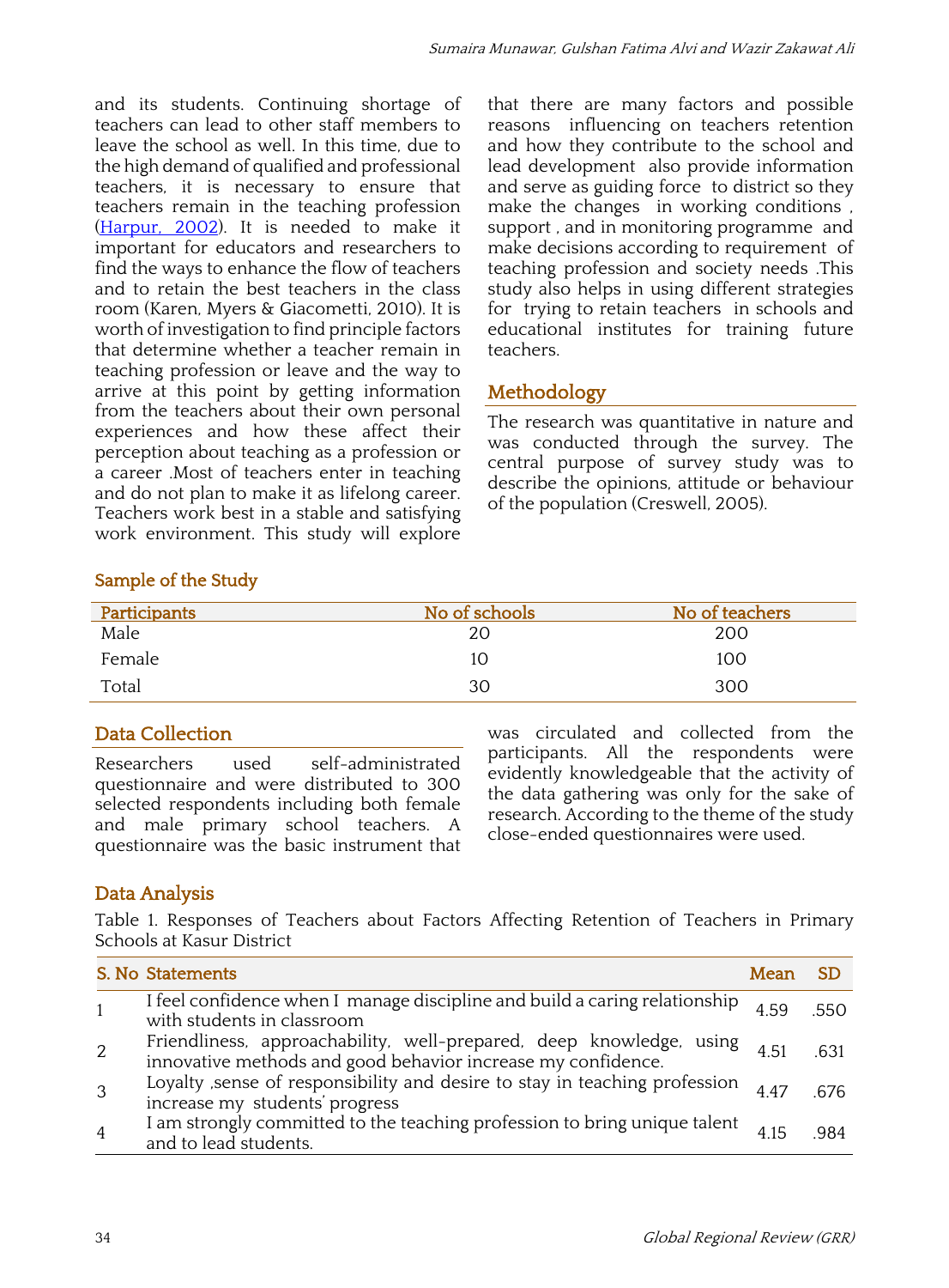and its students. Continuing shortage of teachers can lead to other staff members to leave the school as well. In this time, due to the high demand of qualified and professional teachers, it is necessary to ensure that teachers remain in the teaching profession (Harpur, 2002). It is needed to make it important for educators and researchers to find the ways to enhance the flow of teachers and to retain the best teachers in the class room (Karen, Myers & Giacometti, 2010). It is worth of investigation to find principle factors that determine whether a teacher remain in teaching profession or leave and the way to arrive at this point by getting information from the teachers about their own personal experiences and how these affect their perception about teaching as a profession or a career .Most of teachers enter in teaching and do not plan to make it as lifelong career. Teachers work best in a stable and satisfying work environment. This study will explore that there are many factors and possible reasons influencing on teachers retention and how they contribute to the school and lead development also provide information and serve as guiding force to district so they make the changes in working conditions , support , and in monitoring programme and make decisions according to requirement of teaching profession and society needs .This study also helps in using different strategies for trying to retain teachers in schools and educational institutes for training future teachers.

## Methodology

The research was quantitative in nature and was conducted through the survey. The central purpose of survey study was to describe the opinions, attitude or behaviour of the population (Creswell, 2005).

### Sample of the Study

| Participants | No of schools | No of teachers |
|---|---|---|
| Male | 20 | 200 |
| Female | 10 | 100 |
| Total | 30 | 300 |

### Data Collection

Researchers used self-administrated questionnaire and were distributed to 300 selected respondents including both female and male primary school teachers. A questionnaire was the basic instrument that was circulated and collected from the participants. All the respondents were evidently knowledgeable that the activity of the data gathering was only for the sake of research. According to the theme of the study close-ended questionnaires were used.

### Data Analysis

Table 1. Responses of Teachers about Factors Affecting Retention of Teachers in Primary Schools at Kasur District

| S. No | Statements | Mean | SD |
|---|---|---|---|
| 1 | I feel confidence when I manage discipline and build a caring relationship with students in classroom | 4.59 | .550 |
| 2 | Friendliness, approachability, well-prepared, deep knowledge, using innovative methods and good behavior increase my confidence. | 4.51 | .631 |
| 3 | Loyalty ,sense of responsibility and desire to stay in teaching profession increase my students' progress | 4.47 | .676 |
| 4 | I am strongly committed to the teaching profession to bring unique talent and to lead students. | 4.15 | .984 |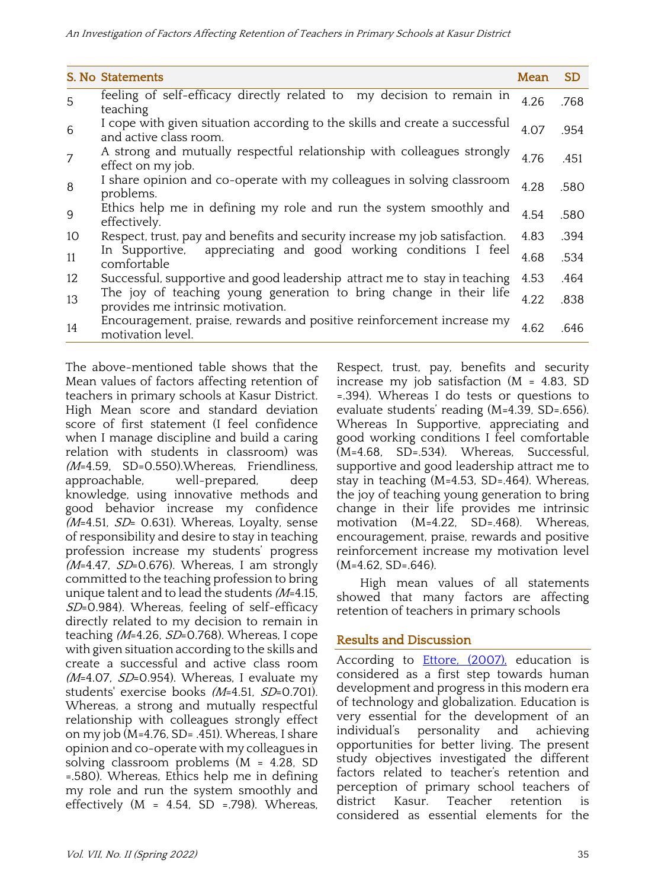| S. No | Statements | Mean | SD |
|---|---|---|---|
| 5 | feeling of self-efficacy directly related to my decision to remain in teaching | 4.26 | .768 |
| 6 | I cope with given situation according to the skills and create a successful and active class room. | 4.07 | .954 |
| 7 | A strong and mutually respectful relationship with colleagues strongly effect on my job. | 4.76 | .451 |
| 8 | I share opinion and co-operate with my colleagues in solving classroom problems. | 4.28 | .580 |
| 9 | Ethics help me in defining my role and run the system smoothly and effectively. | 4.54 | .580 |
| 10 | Respect, trust, pay and benefits and security increase my job satisfaction. | 4.83 | .394 |
| 11 | In Supportive, appreciating and good working conditions I feel comfortable | 4.68 | .534 |
| 12 | Successful, supportive and good leadership attract me to stay in teaching | 4.53 | .464 |
| 13 | The joy of teaching young generation to bring change in their life provides me intrinsic motivation. | 4.22 | .838 |
| 14 | Encouragement, praise, rewards and positive reinforcement increase my motivation level. | 4.62 | .646 |

The above-mentioned table shows that the Mean values of factors affecting retention of teachers in primary schools at Kasur District. High Mean score and standard deviation score of first statement (I feel confidence when I manage discipline and build a caring relation with students in classroom) was (*M*=4.59, SD=0.550).Whereas, Friendliness, approachable, well-prepared, deep knowledge, using innovative methods and good behavior increase my confidence (*M*=4.51, *SD*= 0.631). Whereas, Loyalty, sense of responsibility and desire to stay in teaching profession increase my students' progress (*M*=4.47, *SD*=0.676). Whereas, I am strongly committed to the teaching profession to bring unique talent and to lead the students (*M*=4.15, *SD*=0.984). Whereas, feeling of self-efficacy directly related to my decision to remain in teaching (*M*=4.26, *SD*=0.768). Whereas, I cope with given situation according to the skills and create a successful and active class room (*M*=4.07, *SD*=0.954). Whereas, I evaluate my students' exercise books (*M*=4.51, *SD*=0.701). Whereas, a strong and mutually respectful relationship with colleagues strongly effect on my job (M=4.76, SD= .451). Whereas, I share opinion and co-operate with my colleagues in solving classroom problems (M = 4.28, SD =.580). Whereas, Ethics help me in defining my role and run the system smoothly and effectively (M = 4.54, SD =.798). Whereas, Respect, trust, pay, benefits and security increase my job satisfaction (M = 4.83, SD =.394). Whereas I do tests or questions to evaluate students' reading (M=4.39, SD=.656). Whereas In Supportive, appreciating and good working conditions I feel comfortable (M=4.68, SD=.534). Whereas, Successful, supportive and good leadership attract me to stay in teaching (M=4.53, SD=.464). Whereas, the joy of teaching young generation to bring change in their life provides me intrinsic motivation (M=4.22, SD=.468). Whereas, encouragement, praise, rewards and positive reinforcement increase my motivation level (M=4.62, SD=.646).

High mean values of all statements showed that many factors are affecting retention of teachers in primary schools

## Results and Discussion

According to Ettore, (2007), education is considered as a first step towards human development and progress in this modern era of technology and globalization. Education is very essential for the development of an individual's personality and achieving opportunities for better living. The present study objectives investigated the different factors related to teacher's retention and perception of primary school teachers of district Kasur. Teacher retention is considered as essential elements for the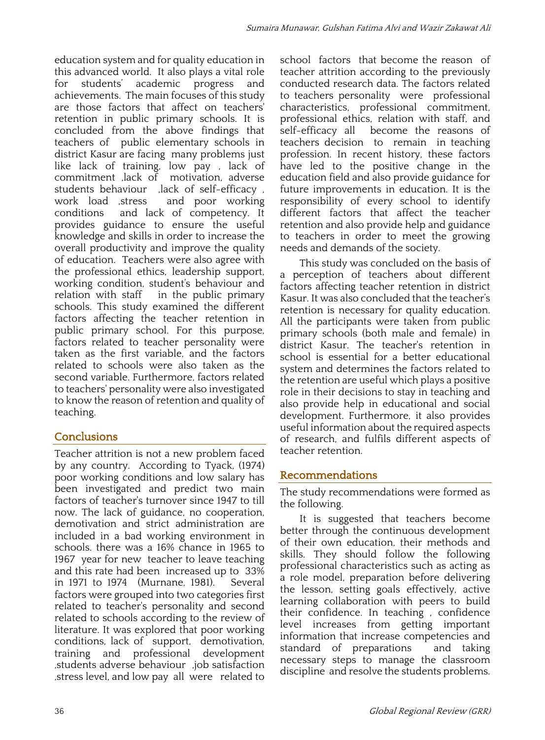education system and for quality education in this advanced world. It also plays a vital role for students' academic progress and achievements. The main focuses of this study are those factors that affect on teachers' retention in public primary schools. It is concluded from the above findings that teachers of public elementary schools in district Kasur are facing many problems just like lack of training, low pay , lack of commitment ,lack of motivation, adverse students behaviour ,lack of self-efficacy , work load ,stress and poor working conditions and lack of competency. It provides guidance to ensure the useful knowledge and skills in order to increase the overall productivity and improve the quality of education. Teachers were also agree with the professional ethics, leadership support, working condition, student's behaviour and relation with staff in the public primary schools. This study examined the different factors affecting the teacher retention in public primary school. For this purpose, factors related to teacher personality were taken as the first variable, and the factors related to schools were also taken as the second variable. Furthermore, factors related to teachers' personality were also investigated to know the reason of retention and quality of teaching.

## Conclusions

Teacher attrition is not a new problem faced by any country. According to Tyack, (1974) poor working conditions and low salary has been investigated and predict two main factors of teacher's turnover since 1947 to till now. The lack of guidance, no cooperation, demotivation and strict administration are included in a bad working environment in schools. there was a 16% chance in 1965 to 1967 year for new teacher to leave teaching and this rate had been increased up to 33% in 1971 to 1974 (Murnane, 1981). Several factors were grouped into two categories first related to teacher's personality and second related to schools according to the review of literature. It was explored that poor working conditions, lack of support, demotivation, training and professional development ,students adverse behaviour ,job satisfaction ,stress level, and low pay all were related to school factors that become the reason of teacher attrition according to the previously conducted research data. The factors related to teachers personality were professional characteristics, professional commitment, professional ethics, relation with staff, and self-efficacy all become the reasons of teachers decision to remain in teaching profession. In recent history, these factors have led to the positive change in the education field and also provide guidance for future improvements in education. It is the responsibility of every school to identify different factors that affect the teacher retention and also provide help and guidance to teachers in order to meet the growing needs and demands of the society.

This study was concluded on the basis of a perception of teachers about different factors affecting teacher retention in district Kasur. It was also concluded that the teacher's retention is necessary for quality education. All the participants were taken from public primary schools (both male and female) in district Kasur. The teacher's retention in school is essential for a better educational system and determines the factors related to the retention are useful which plays a positive role in their decisions to stay in teaching and also provide help in educational and social development. Furthermore, it also provides useful information about the required aspects of research, and fulfils different aspects of teacher retention.

## Recommendations

The study recommendations were formed as the following.

It is suggested that teachers become better through the continuous development of their own education, their methods and skills. They should follow the following professional characteristics such as acting as a role model, preparation before delivering the lesson, setting goals effectively, active learning collaboration with peers to build their confidence. In teaching , confidence level increases from getting important information that increase competencies and standard of preparations and taking necessary steps to manage the classroom discipline and resolve the students problems.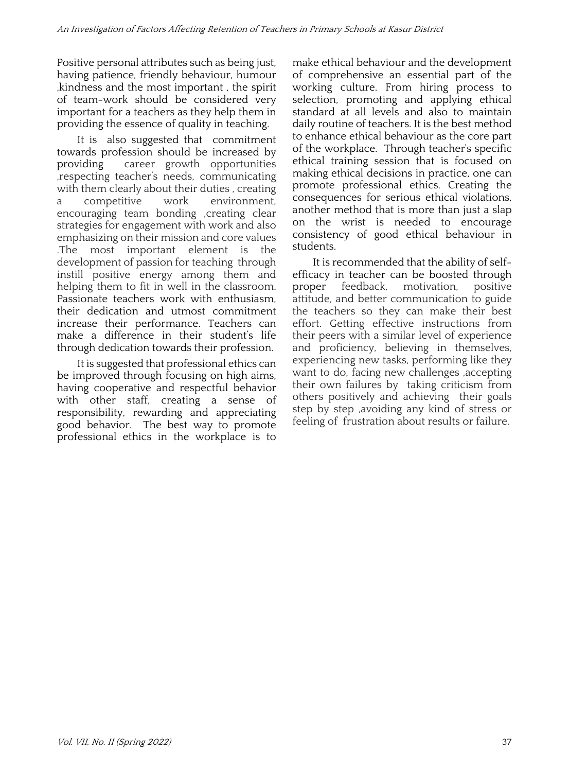Positive personal attributes such as being just, having patience, friendly behaviour, humour ,kindness and the most important , the spirit of team-work should be considered very important for a teachers as they help them in providing the essence of quality in teaching.

It is also suggested that commitment towards profession should be increased by providing career growth opportunities ,respecting teacher's needs, communicating with them clearly about their duties , creating a competitive work environment, encouraging team bonding ,creating clear strategies for engagement with work and also emphasizing on their mission and core values .The most important element is the development of passion for teaching through instill positive energy among them and helping them to fit in well in the classroom. Passionate teachers work with enthusiasm, their dedication and utmost commitment increase their performance. Teachers can make a difference in their student's life through dedication towards their profession.

It is suggested that professional ethics can be improved through focusing on high aims, having cooperative and respectful behavior with other staff, creating a sense of responsibility, rewarding and appreciating good behavior. The best way to promote professional ethics in the workplace is to make ethical behaviour and the development of comprehensive an essential part of the working culture. From hiring process to selection, promoting and applying ethical standard at all levels and also to maintain daily routine of teachers. It is the best method to enhance ethical behaviour as the core part of the workplace. Through teacher's specific ethical training session that is focused on making ethical decisions in practice, one can promote professional ethics. Creating the consequences for serious ethical violations, another method that is more than just a slap on the wrist is needed to encourage consistency of good ethical behaviour in students.

It is recommended that the ability of self-efficacy in teacher can be boosted through proper feedback, motivation, positive attitude, and better communication to guide the teachers so they can make their best effort. Getting effective instructions from their peers with a similar level of experience and proficiency, believing in themselves, experiencing new tasks, performing like they want to do, facing new challenges ,accepting their own failures by taking criticism from others positively and achieving their goals step by step ,avoiding any kind of stress or feeling of frustration about results or failure.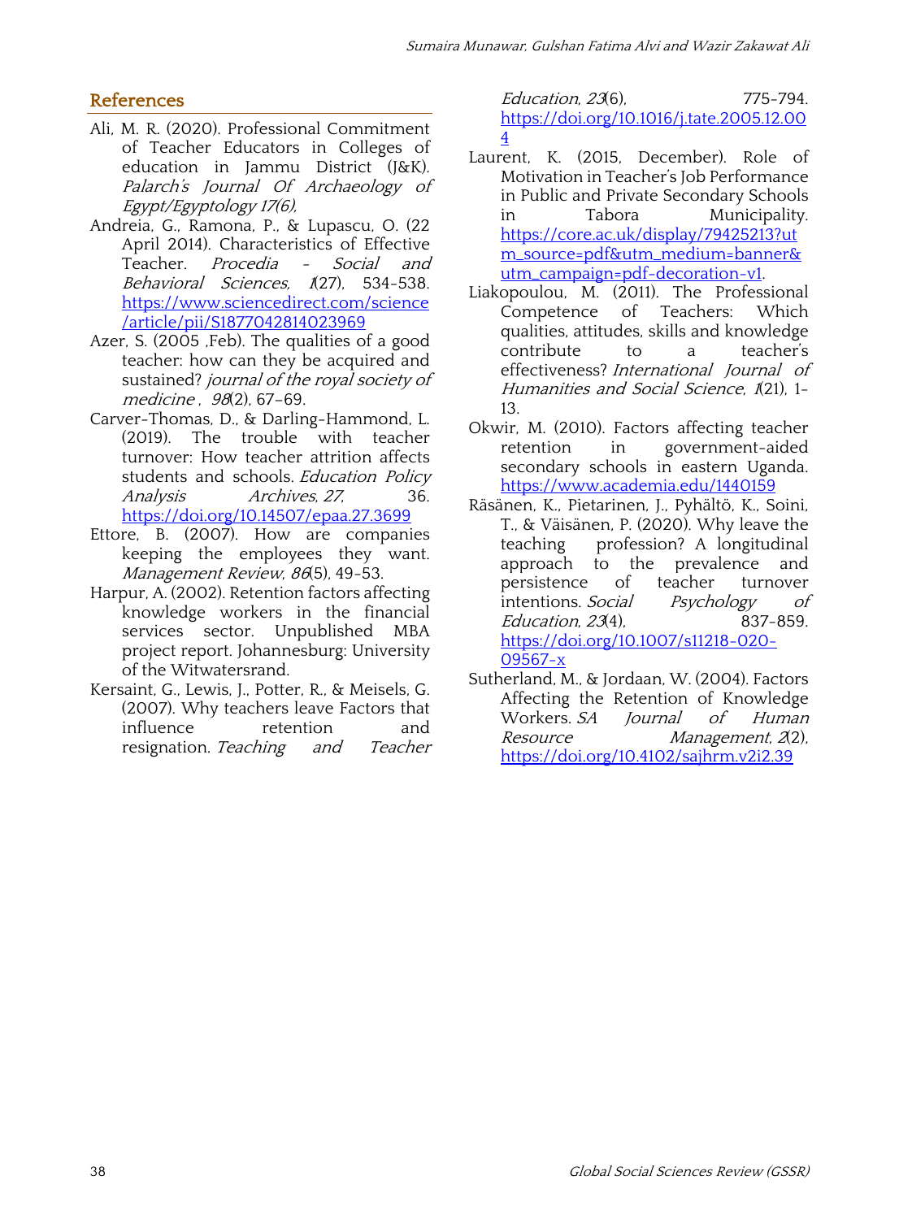## References

Ali, M. R. (2020). Professional Commitment of Teacher Educators in Colleges of education in Jammu District (J&K). *Palarch's Journal Of Archaeology of Egypt/Egyptology 17(6),*

Andreia, G., Ramona, P., & Lupascu, O. (22 April 2014). Characteristics of Effective Teacher. *Procedia - Social and Behavioral Sciences, 1*(27), 534-538. https://www.sciencedirect.com/science/article/pii/S1877042814023969

Azer, S. (2005 ,Feb). The qualities of a good teacher: how can they be acquired and sustained? *journal of the royal society of medicine , 98*(2), 67–69.

Carver-Thomas, D., & Darling-Hammond, L. (2019). The trouble with teacher turnover: How teacher attrition affects students and schools. *Education Policy Analysis Archives, 27,* 36. https://doi.org/10.14507/epaa.27.3699

Ettore, B. (2007). How are companies keeping the employees they want. *Management Review, 86*(5), 49-53.

Harpur, A. (2002). Retention factors affecting knowledge workers in the financial services sector. Unpublished MBA project report. Johannesburg: University of the Witwatersrand.

Kersaint, G., Lewis, J., Potter, R., & Meisels, G. (2007). Why teachers leave Factors that influence retention and resignation. *Teaching and Teacher Education, 23*(6), 775-794. https://doi.org/10.1016/j.tate.2005.12.004

Laurent, K. (2015, December). Role of Motivation in Teacher's Job Performance in Public and Private Secondary Schools in Tabora Municipality. https://core.ac.uk/display/79425213?utm_source=pdf&utm_medium=banner&utm_campaign=pdf-decoration-v1.

Liakopoulou, M. (2011). The Professional Competence of Teachers: Which qualities, attitudes, skills and knowledge contribute to a teacher's effectiveness? *International Journal of Humanities and Social Science, 1*(21), 1-13.

Okwir, M. (2010). Factors affecting teacher retention in government-aided secondary schools in eastern Uganda. https://www.academia.edu/1440159

Räsänen, K., Pietarinen, J., Pyhältö, K., Soini, T., & Väisänen, P. (2020). Why leave the teaching profession? A longitudinal approach to the prevalence and persistence of teacher turnover intentions. *Social Psychology of Education, 23*(4), 837-859. https://doi.org/10.1007/s11218-020-09567-x

Sutherland, M., & Jordaan, W. (2004). Factors Affecting the Retention of Knowledge Workers. *SA Journal of Human Resource Management, 2*(2), https://doi.org/10.4102/sajhrm.v2i2.39